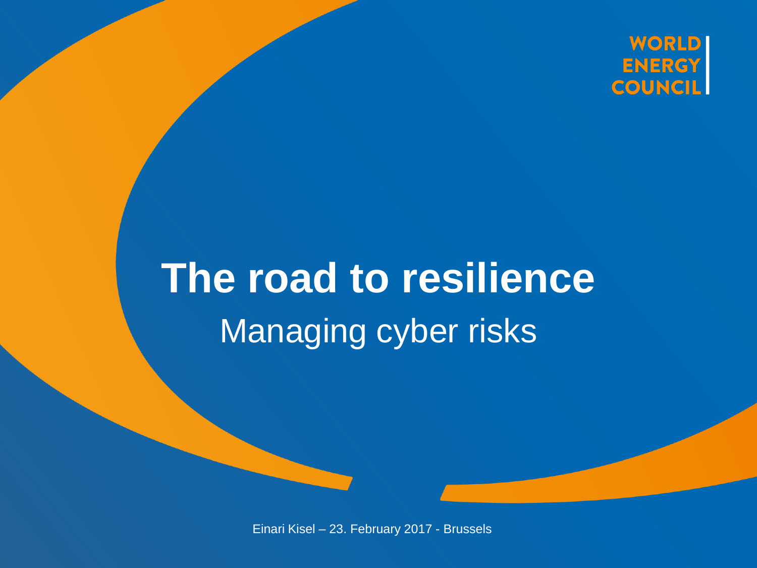WORLD ENERGY COUNCIL

# The road to resilience

## Managing cyber risks

Einari Kisel – 23. February 2017 - Brussels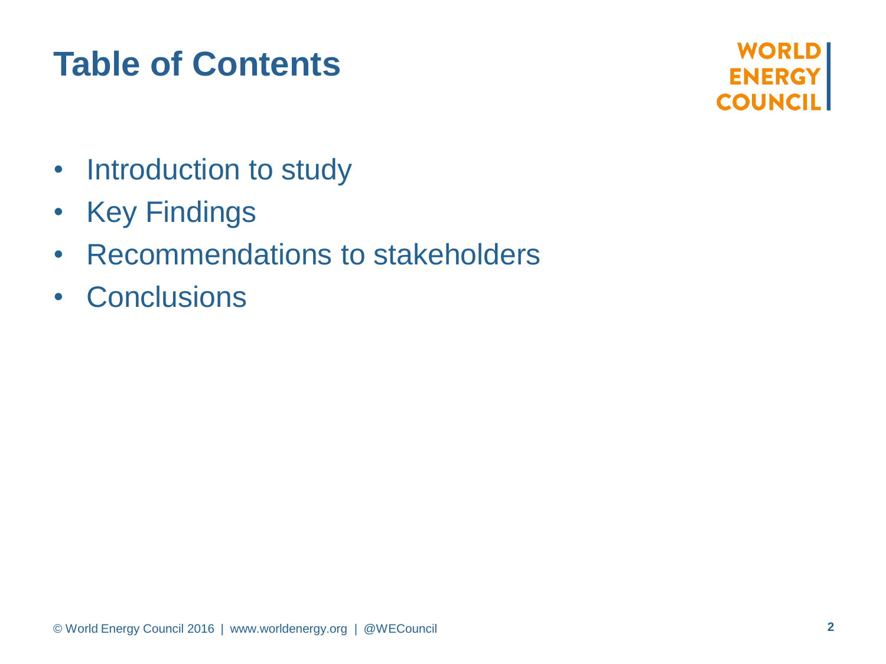# Table of Contents

- Introduction to study
- Key Findings
- Recommendations to stakeholders
- Conclusions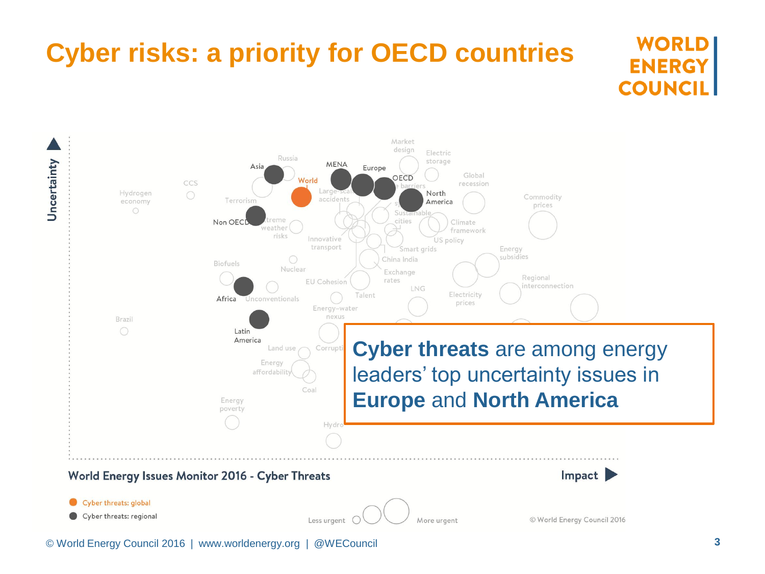# Cyber risks: a priority for OECD countries

Uncertainty

Hydrogen economy, CCS, Terrorism, Russia, Asia, World, MENA, Europe, OECD, Market design, Electric storage, Global recession, North America, Commodity prices, Non OECD, Extreme weather risks, Large-scale accidents, Sustainable cities, Climate framework, US policy, Innovative transport, Smart grids, China India, Energy subsidies, Biofuels, Nuclear, EU Cohesion, Exchange rates, Regional interconnection, Africa, Unconventionals, Talent, LNG, Electricity prices, Energy-water nexus, Brazil, Latin America, Land use, Corruption, Energy affordability, Coal, Energy poverty, Hydro

**Cyber threats** are among energy leaders' top uncertainty issues in **Europe** and **North America**

World Energy Issues Monitor 2016 - Cyber Threats

Impact

- Cyber threats: global
- Cyber threats: regional

Less urgent — More urgent

© World Energy Council 2016

© World Energy Council 2016 | www.worldenergy.org | @WECouncil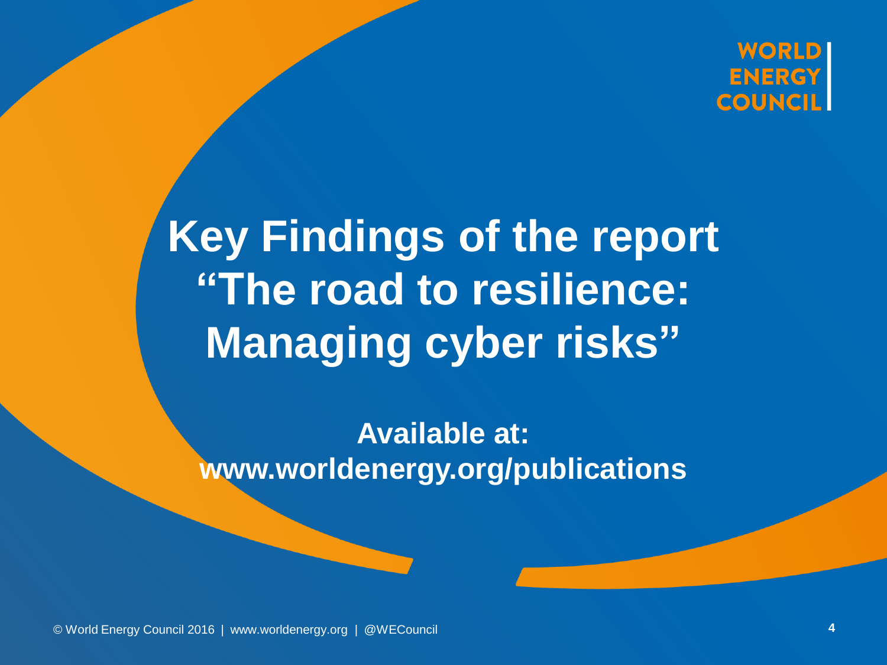# Key Findings of the report "The road to resilience: Managing cyber risks"

**Available at: www.worldenergy.org/publications**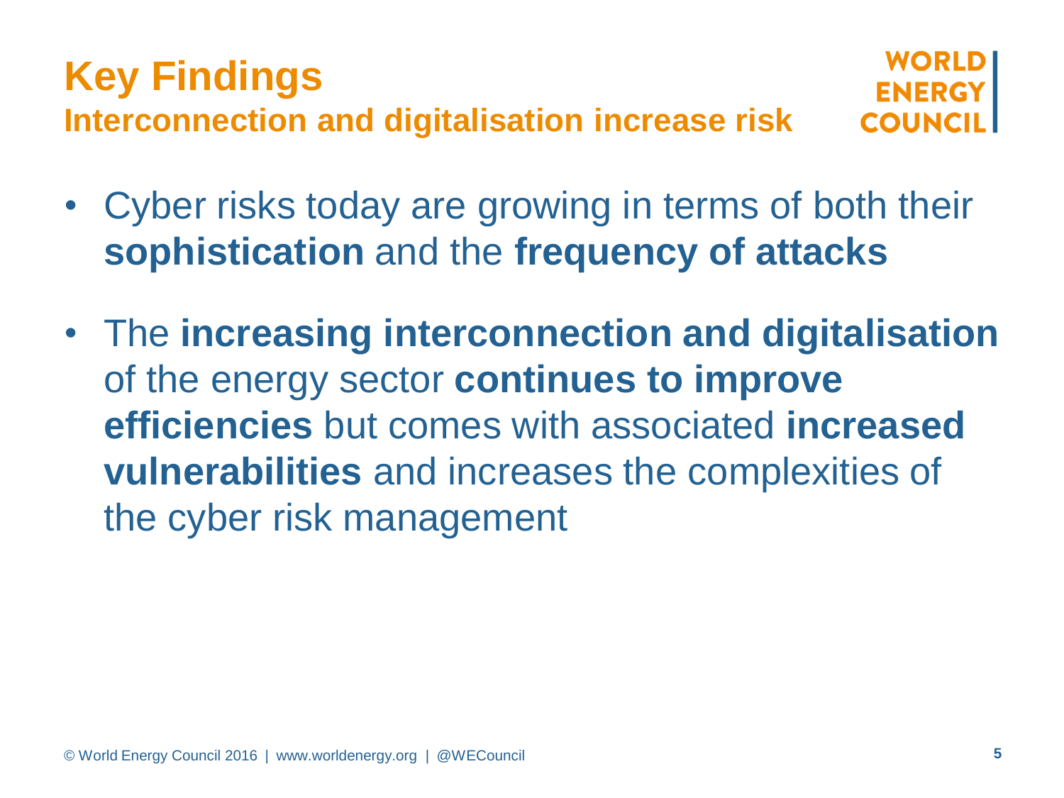# Key Findings

## Interconnection and digitalisation increase risk

WORLD ENERGY COUNCIL

- Cyber risks today are growing in terms of both their **sophistication** and the **frequency of attacks**
- The **increasing interconnection and digitalisation** of the energy sector **continues to improve efficiencies** but comes with associated **increased vulnerabilities** and increases the complexities of the cyber risk management

© World Energy Council 2016 | www.worldenergy.org | @WECouncil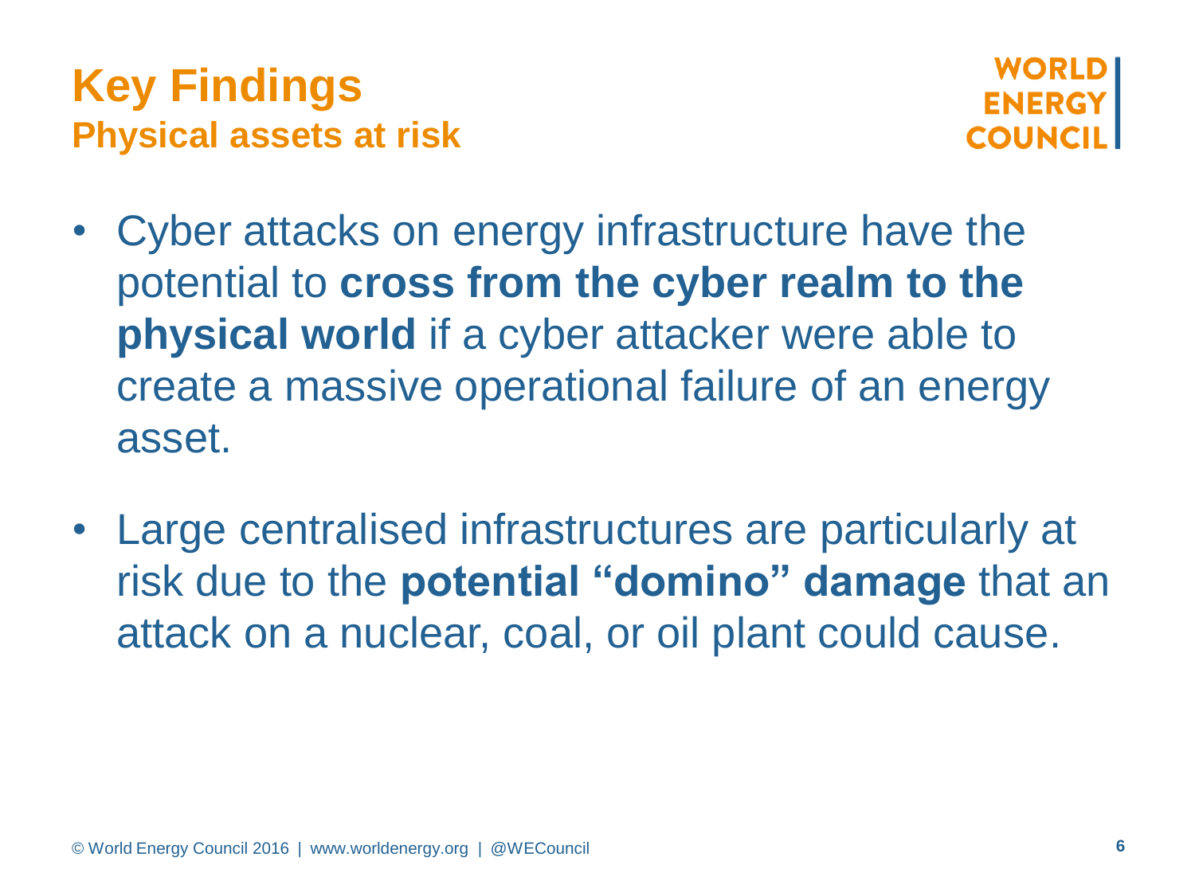# Key Findings

## Physical assets at risk

- Cyber attacks on energy infrastructure have the potential to **cross from the cyber realm to the physical world** if a cyber attacker were able to create a massive operational failure of an energy asset.

- Large centralised infrastructures are particularly at risk due to the **potential "domino" damage** that an attack on a nuclear, coal, or oil plant could cause.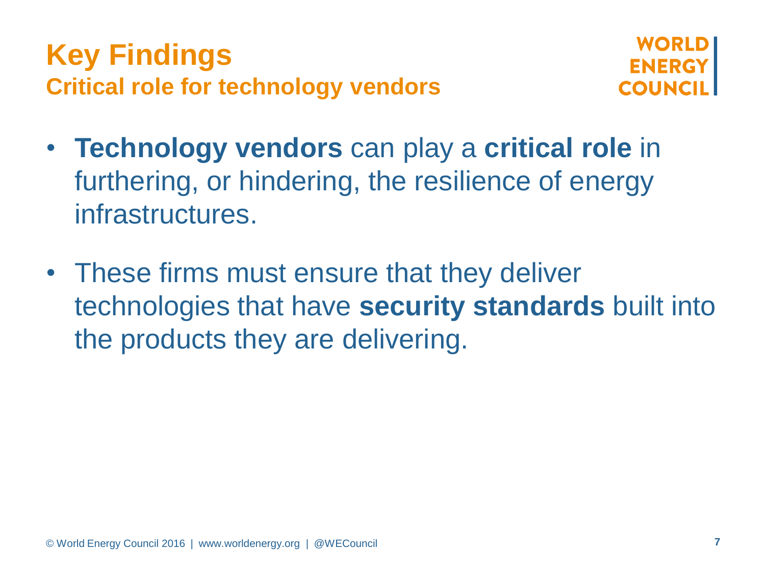# Key Findings

## Critical role for technology vendors

- **Technology vendors** can play a **critical role** in furthering, or hindering, the resilience of energy infrastructures.
- These firms must ensure that they deliver technologies that have **security standards** built into the products they are delivering.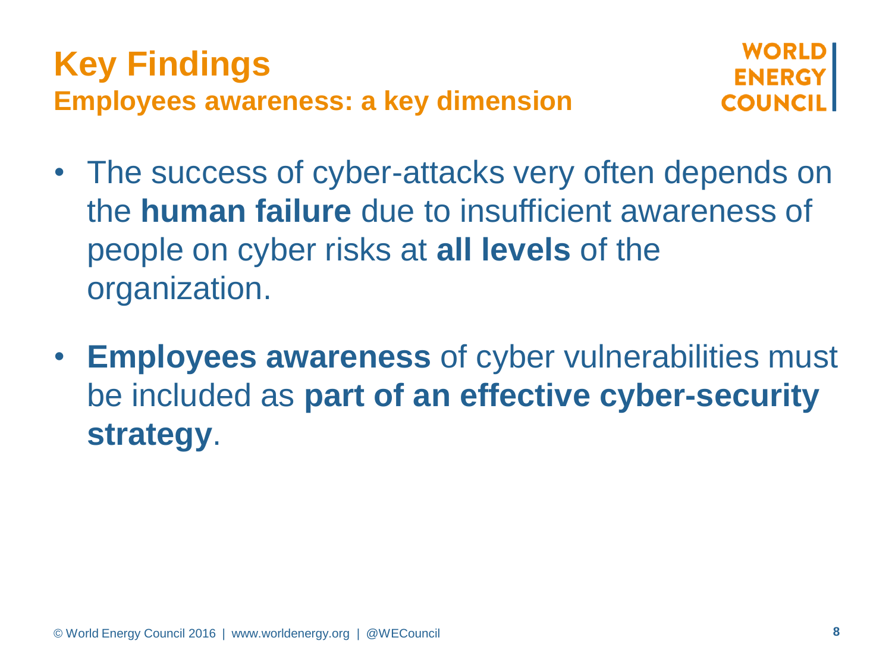# Key Findings

## Employees awareness: a key dimension

- The success of cyber-attacks very often depends on the **human failure** due to insufficient awareness of people on cyber risks at **all levels** of the organization.
- **Employees awareness** of cyber vulnerabilities must be included as **part of an effective cyber-security strategy**.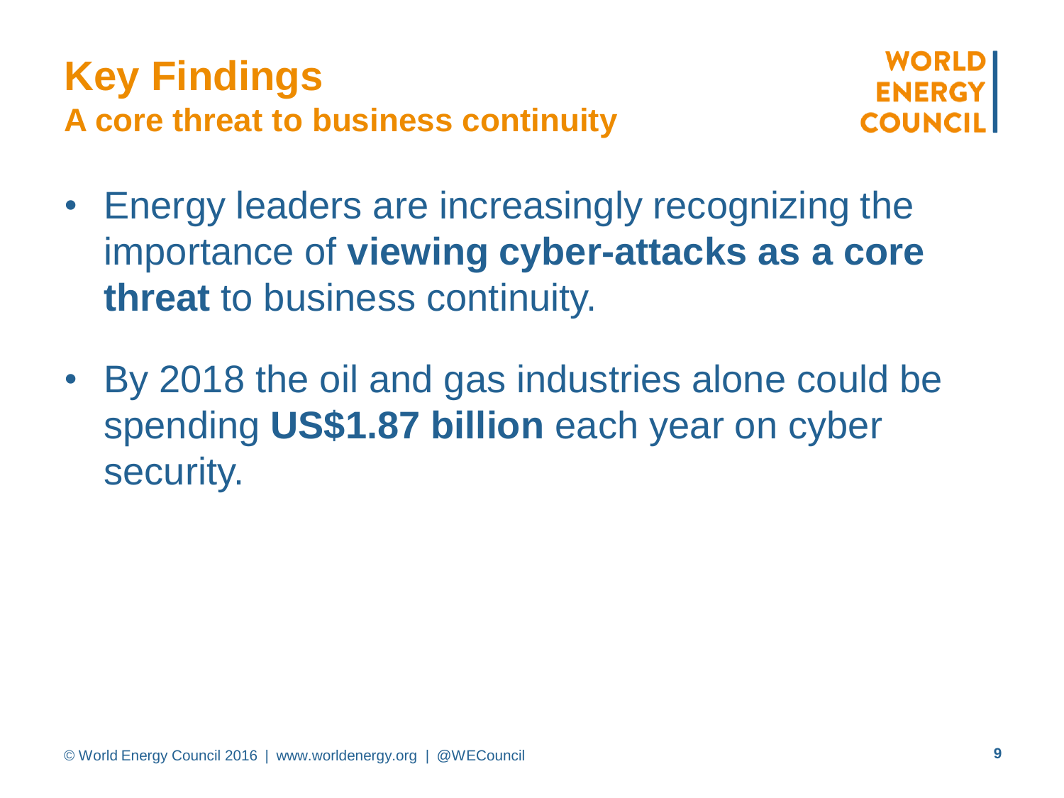# Key Findings

## A core threat to business continuity

- Energy leaders are increasingly recognizing the importance of **viewing cyber-attacks as a core threat** to business continuity.
- By 2018 the oil and gas industries alone could be spending **US$1.87 billion** each year on cyber security.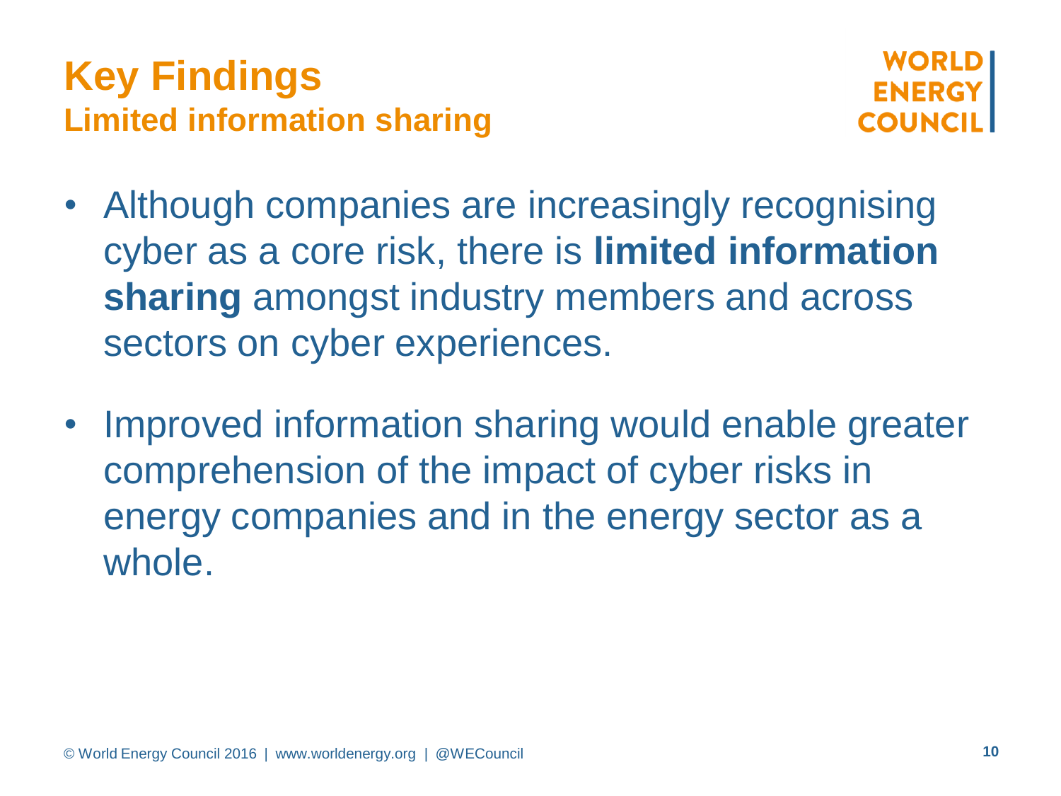# Key Findings

## Limited information sharing

- Although companies are increasingly recognising cyber as a core risk, there is **limited information sharing** amongst industry members and across sectors on cyber experiences.
- Improved information sharing would enable greater comprehension of the impact of cyber risks in energy companies and in the energy sector as a whole.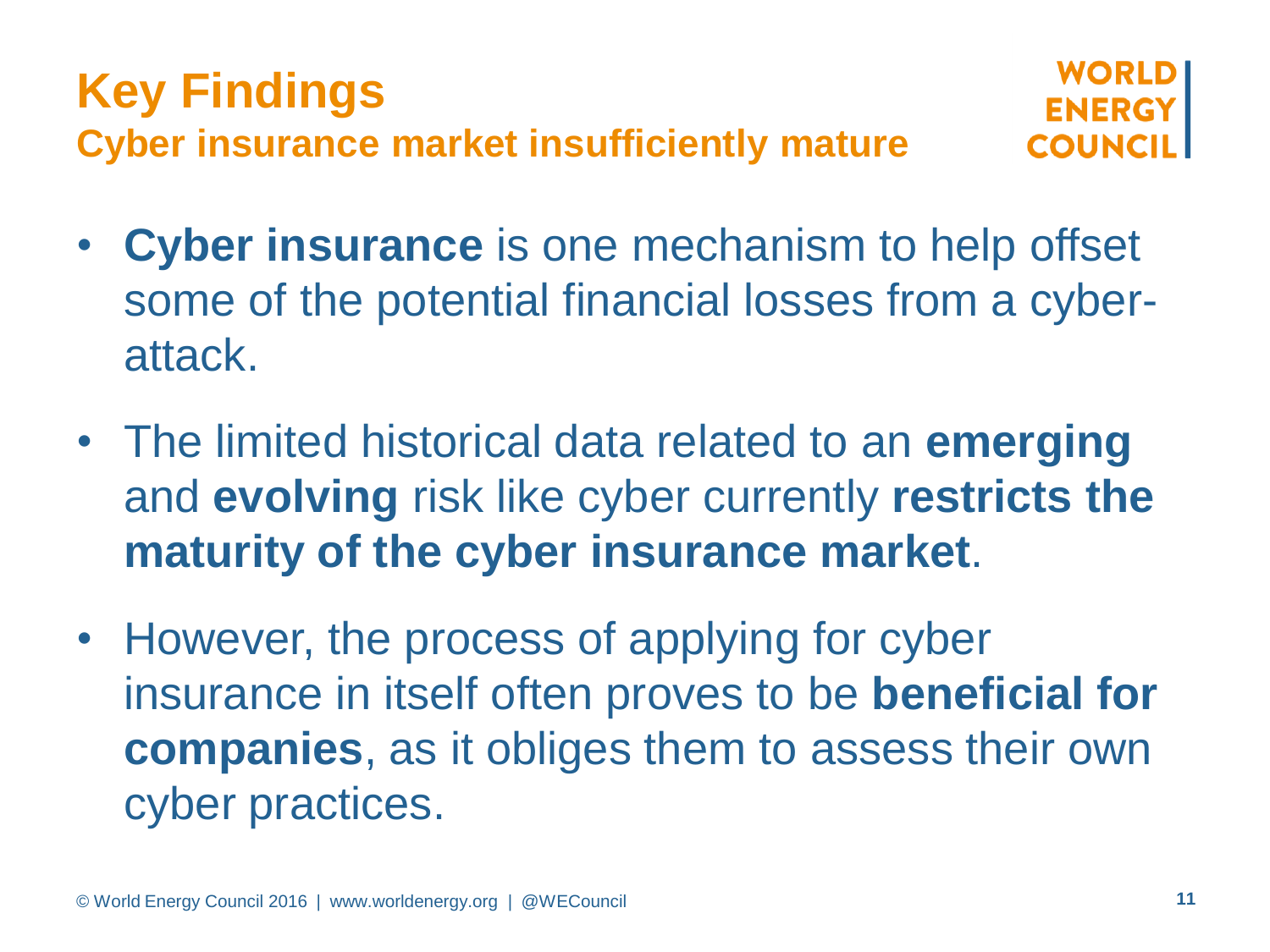# Key Findings

## Cyber insurance market insufficiently mature

- **Cyber insurance** is one mechanism to help offset some of the potential financial losses from a cyber-attack.
- The limited historical data related to an **emerging** and **evolving** risk like cyber currently **restricts the maturity of the cyber insurance market**.
- However, the process of applying for cyber insurance in itself often proves to be **beneficial for companies**, as it obliges them to assess their own cyber practices.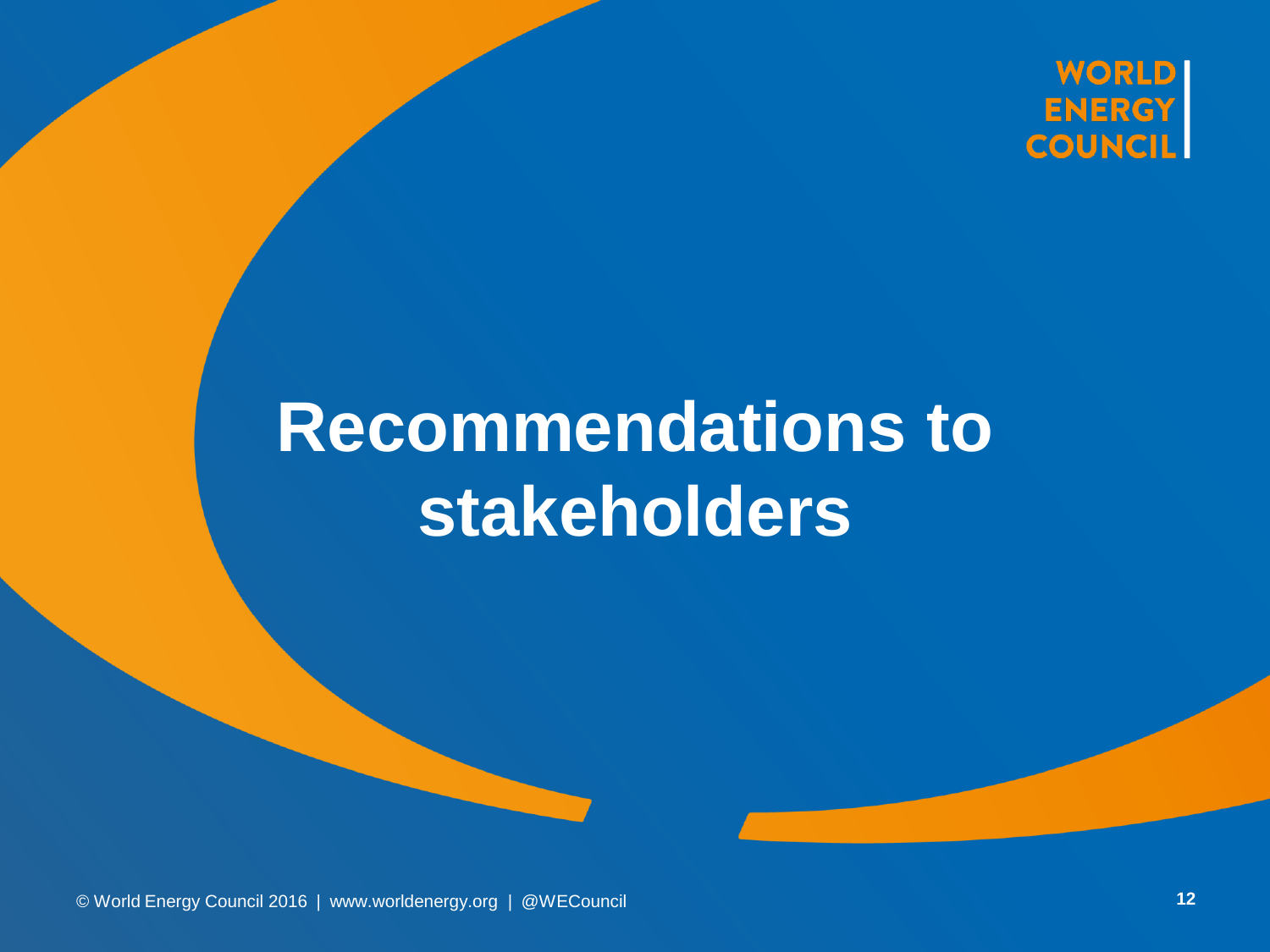# Recommendations to stakeholders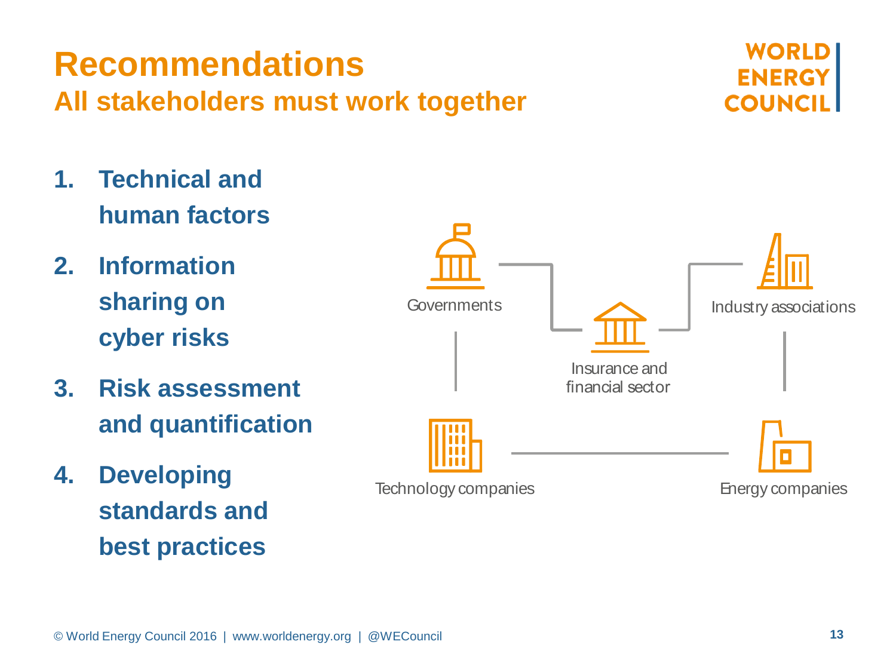# Recommendations

## All stakeholders must work together

1. **Technical and human factors**
2. **Information sharing on cyber risks**
3. **Risk assessment and quantification**
4. **Developing standards and best practices**

Governments

Industry associations

Insurance and financial sector

Technology companies

Energy companies

© World Energy Council 2016 | www.worldenergy.org | @WECouncil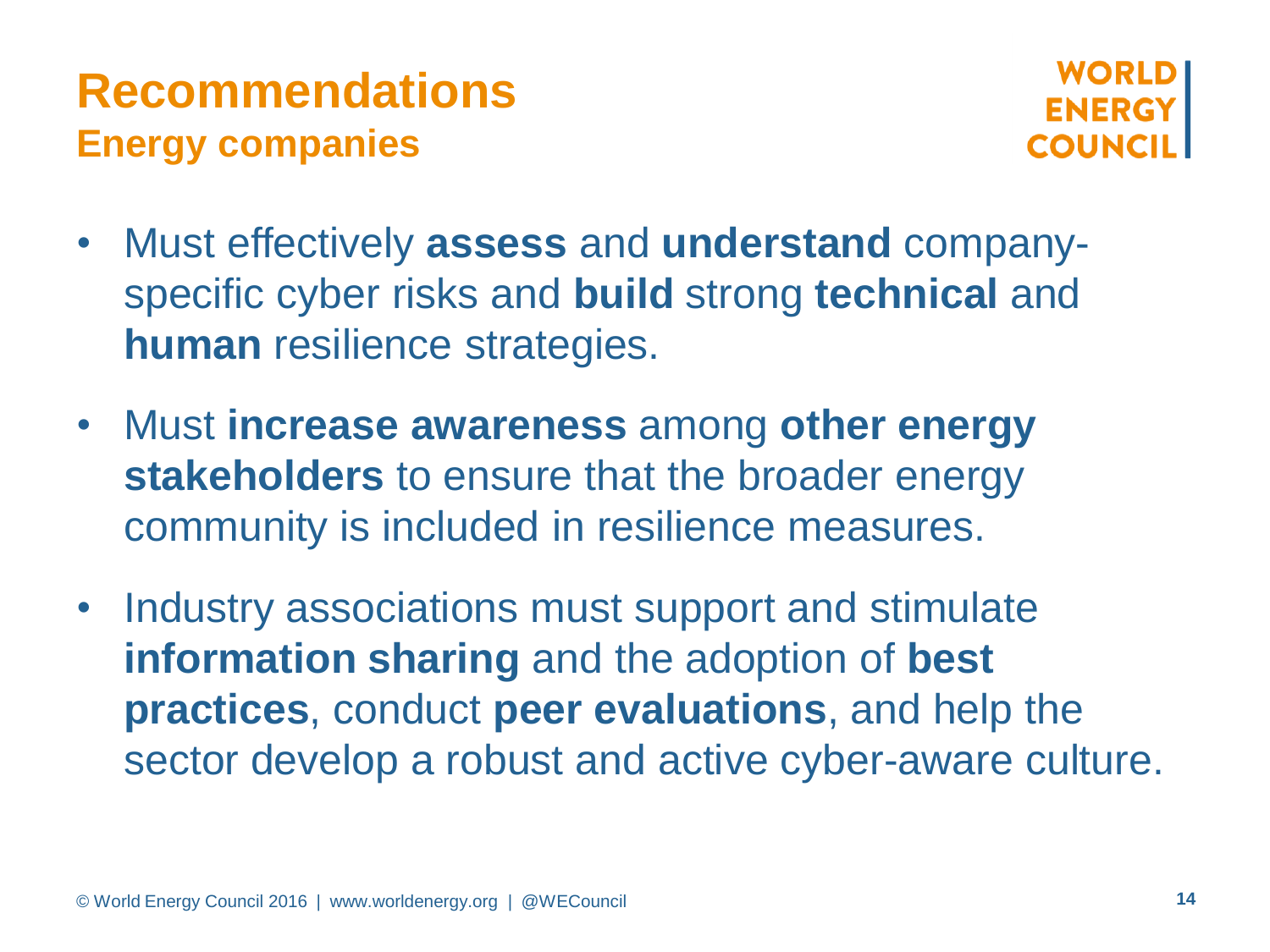# Recommendations

## Energy companies

- Must effectively **assess** and **understand** company-specific cyber risks and **build** strong **technical** and **human** resilience strategies.
- Must **increase awareness** among **other energy stakeholders** to ensure that the broader energy community is included in resilience measures.
- Industry associations must support and stimulate **information sharing** and the adoption of **best practices**, conduct **peer evaluations**, and help the sector develop a robust and active cyber-aware culture.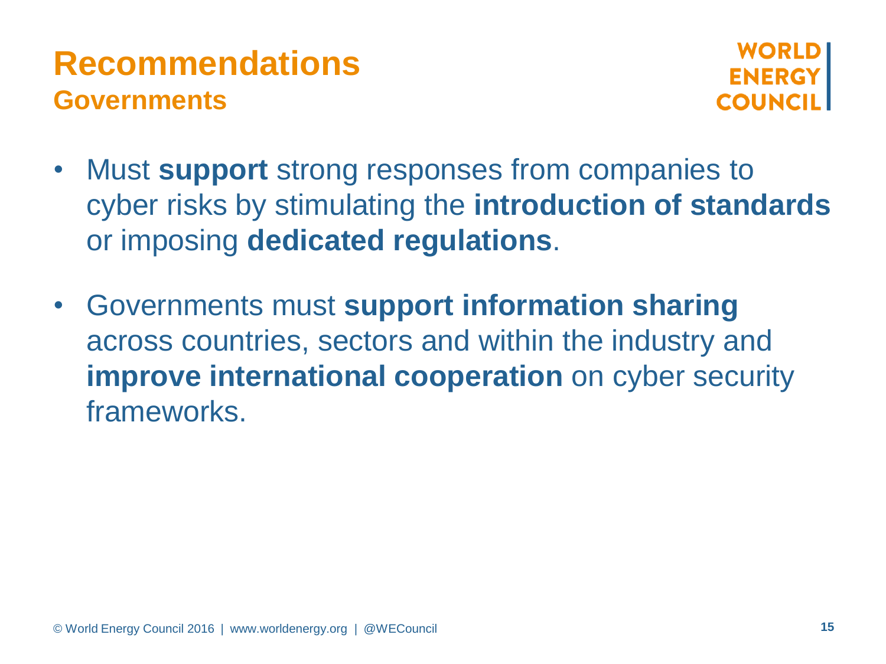# Recommendations

## Governments

- Must **support** strong responses from companies to cyber risks by stimulating the **introduction of standards** or imposing **dedicated regulations**.
- Governments must **support information sharing** across countries, sectors and within the industry and **improve international cooperation** on cyber security frameworks.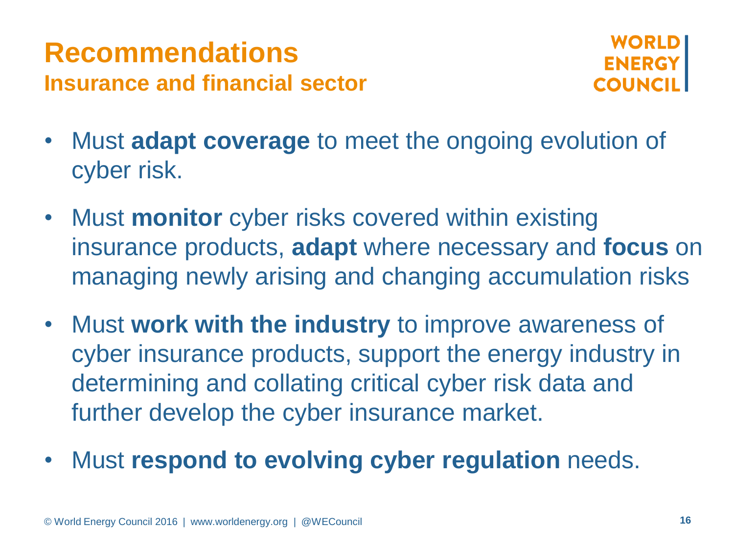# Recommendations

## Insurance and financial sector

- Must **adapt coverage** to meet the ongoing evolution of cyber risk.
- Must **monitor** cyber risks covered within existing insurance products, **adapt** where necessary and **focus** on managing newly arising and changing accumulation risks
- Must **work with the industry** to improve awareness of cyber insurance products, support the energy industry in determining and collating critical cyber risk data and further develop the cyber insurance market.
- Must **respond to evolving cyber regulation** needs.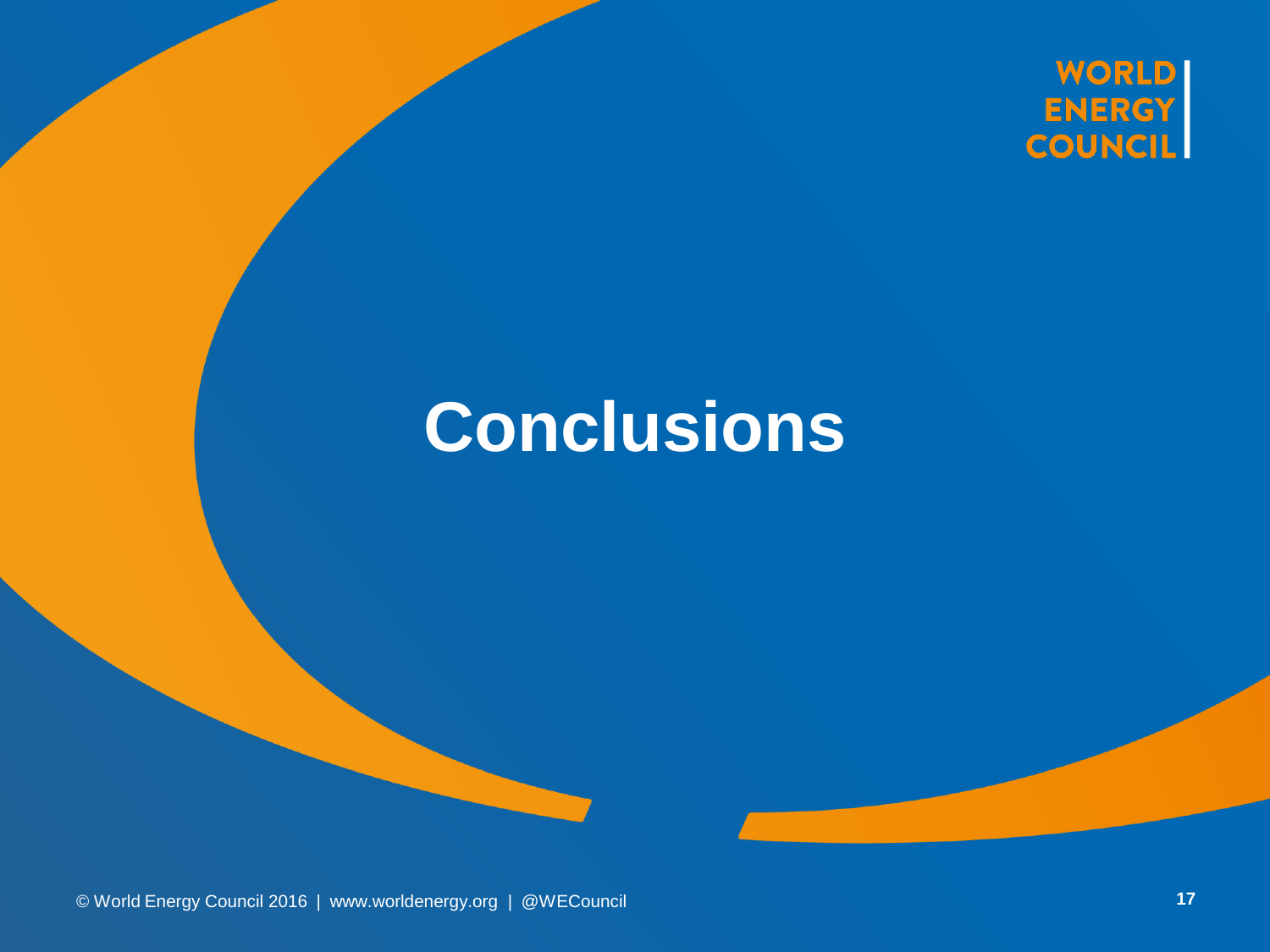# Conclusions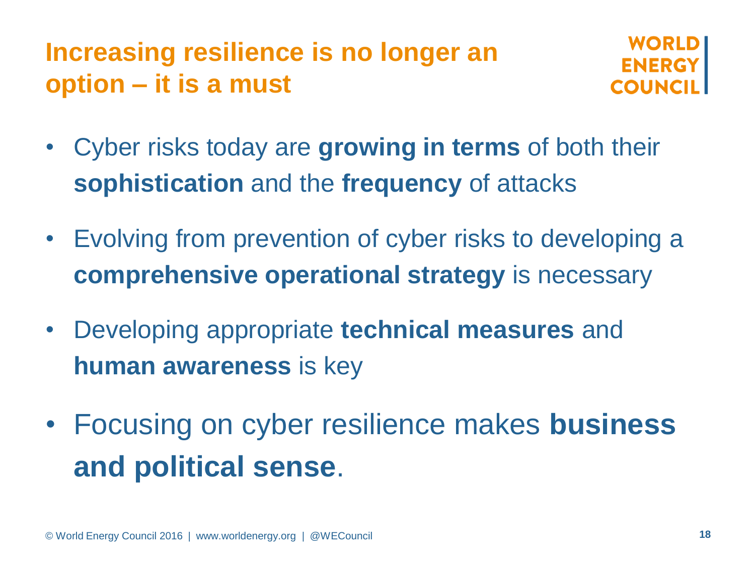# Increasing resilience is no longer an option – it is a must

- Cyber risks today are **growing in terms** of both their **sophistication** and the **frequency** of attacks
- Evolving from prevention of cyber risks to developing a **comprehensive operational strategy** is necessary
- Developing appropriate **technical measures** and **human awareness** is key
- Focusing on cyber resilience makes **business and political sense**.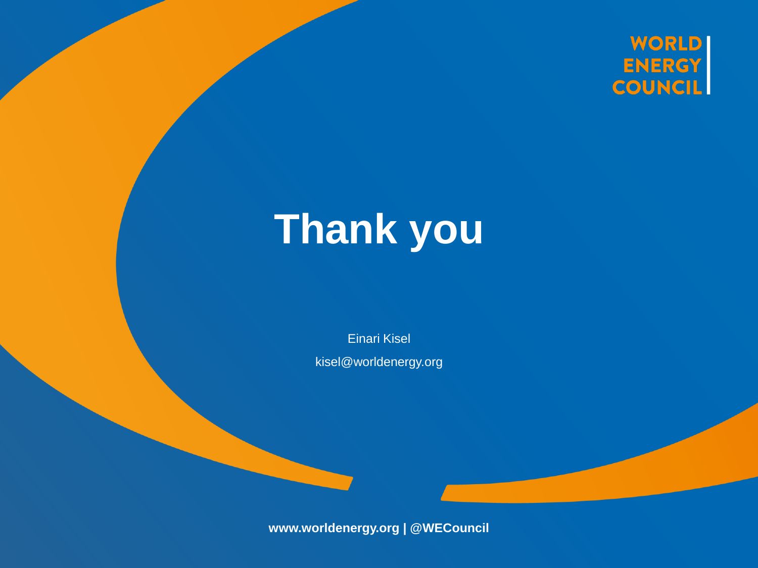WORLD ENERGY COUNCIL

# Thank you

Einari Kisel

kisel@worldenergy.org

**www.worldenergy.org | @WECouncil**